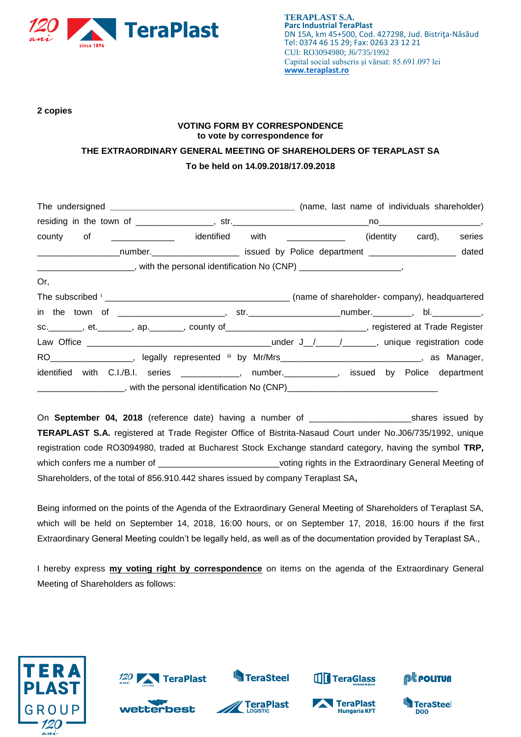**TERAPLAST S.A.**
**Parc Industrial TeraPlast**
DN 15A, km 45+500, Cod. 427298, Jud. Bistriţa-Năsăud
Tel: 0374 46 15 29; Fax: 0263 23 12 21
CUI: RO3094980; J6/735/1992
Capital social subscris și vărsat: 85.691.097 lei
**www.teraplast.ro**

**2 copies**

**VOTING FORM BY CORRESPONDENCE**
**to vote by correspondence for**

**THE EXTRAORDINARY GENERAL MEETING OF SHAREHOLDERS OF TERAPLAST SA**

**To be held on 14.09.2018/17.09.2018**

The undersigned ______________________________________ (name, last name of individuals shareholder) residing in the town of _______________, str.____________________________no____________________, county of _____________ identified with ____________ (identity card), series ________________number._________________ issued by Police department _________________ dated ___________________, with the personal identification No (CNP) _____________________,

Or,

The subscribed [i] ______________________________________ (name of shareholder- company), headquartered in the town of _____________________, str.__________________number.________, bl.__________, sc._______, et._______, ap._______, county of____________________________, registered at Trade Register Law Office _____________________________________under J__/_____/_______, unique registration code RO________________, legally represented [iii] by Mr/Mrs_____________________________, as Manager, identified with C.I./B.I. series ___________, number.__________, issued by Police department _________________, with the personal identification No (CNP)_______________________________

On **September 04, 2018** (reference date) having a number of ____________________shares issued by **TERAPLAST S.A.** registered at Trade Register Office of Bistrita-Nasaud Court under No.J06/735/1992, unique registration code RO3094980, traded at Bucharest Stock Exchange standard category, having the symbol **TRP,** which confers me a number of ________________________voting rights in the Extraordinary General Meeting of Shareholders, of the total of 856.910.442 shares issued by company Teraplast SA**,**

Being informed on the points of the Agenda of the Extraordinary General Meeting of Shareholders of Teraplast SA, which will be held on September 14, 2018, 16:00 hours, or on September 17, 2018, 16:00 hours if the first Extraordinary General Meeting couldn't be legally held, as well as of the documentation provided by Teraplast SA.,

I hereby express **my voting right by correspondence** on items on the agenda of the Extraordinary General Meeting of Shareholders as follows: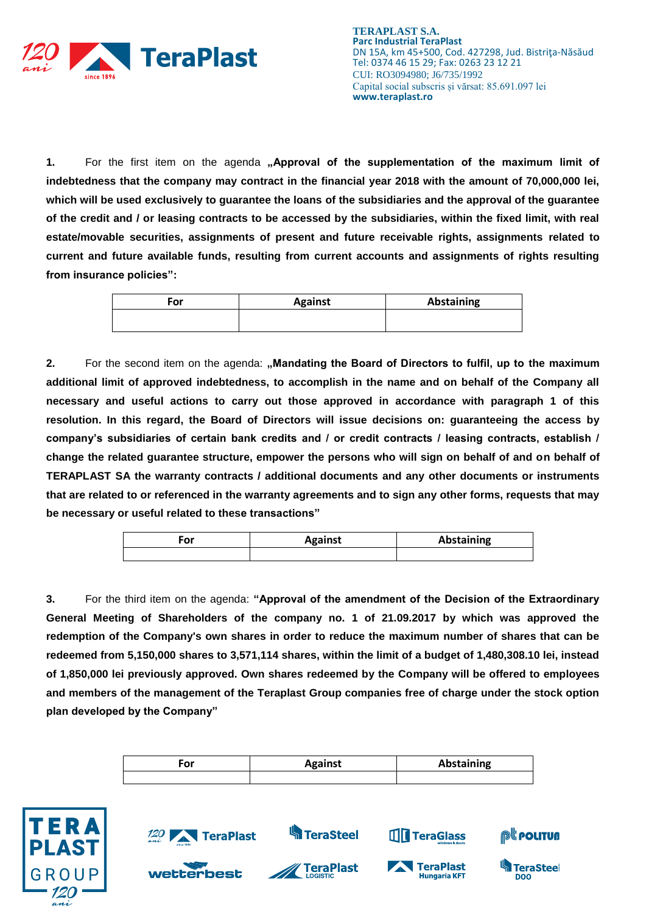**1.** For the first item on the agenda **„Approval of the supplementation of the maximum limit of indebtedness that the company may contract in the financial year 2018 with the amount of 70,000,000 lei, which will be used exclusively to guarantee the loans of the subsidiaries and the approval of the guarantee of the credit and / or leasing contracts to be accessed by the subsidiaries, within the fixed limit, with real estate/movable securities, assignments of present and future receivable rights, assignments related to current and future available funds, resulting from current accounts and assignments of rights resulting from insurance policies":**

| For | Against | Abstaining |
|---|---|---|
| | | |

**2.** For the second item on the agenda: **„Mandating the Board of Directors to fulfil, up to the maximum additional limit of approved indebtedness, to accomplish in the name and on behalf of the Company all necessary and useful actions to carry out those approved in accordance with paragraph 1 of this resolution. In this regard, the Board of Directors will issue decisions on: guaranteeing the access by company's subsidiaries of certain bank credits and / or credit contracts / leasing contracts, establish / change the related guarantee structure, empower the persons who will sign on behalf of and on behalf of TERAPLAST SA the warranty contracts / additional documents and any other documents or instruments that are related to or referenced in the warranty agreements and to sign any other forms, requests that may be necessary or useful related to these transactions"**

| For | Against | Abstaining |
|---|---|---|
| | | |

**3.** For the third item on the agenda: **"Approval of the amendment of the Decision of the Extraordinary General Meeting of Shareholders of the company no. 1 of 21.09.2017 by which was approved the redemption of the Company's own shares in order to reduce the maximum number of shares that can be redeemed from 5,150,000 shares to 3,571,114 shares, within the limit of a budget of 1,480,308.10 lei, instead of 1,850,000 lei previously approved. Own shares redeemed by the Company will be offered to employees and members of the management of the Teraplast Group companies free of charge under the stock option plan developed by the Company"**

| For | Against | Abstaining |
|---|---|---|
| | | |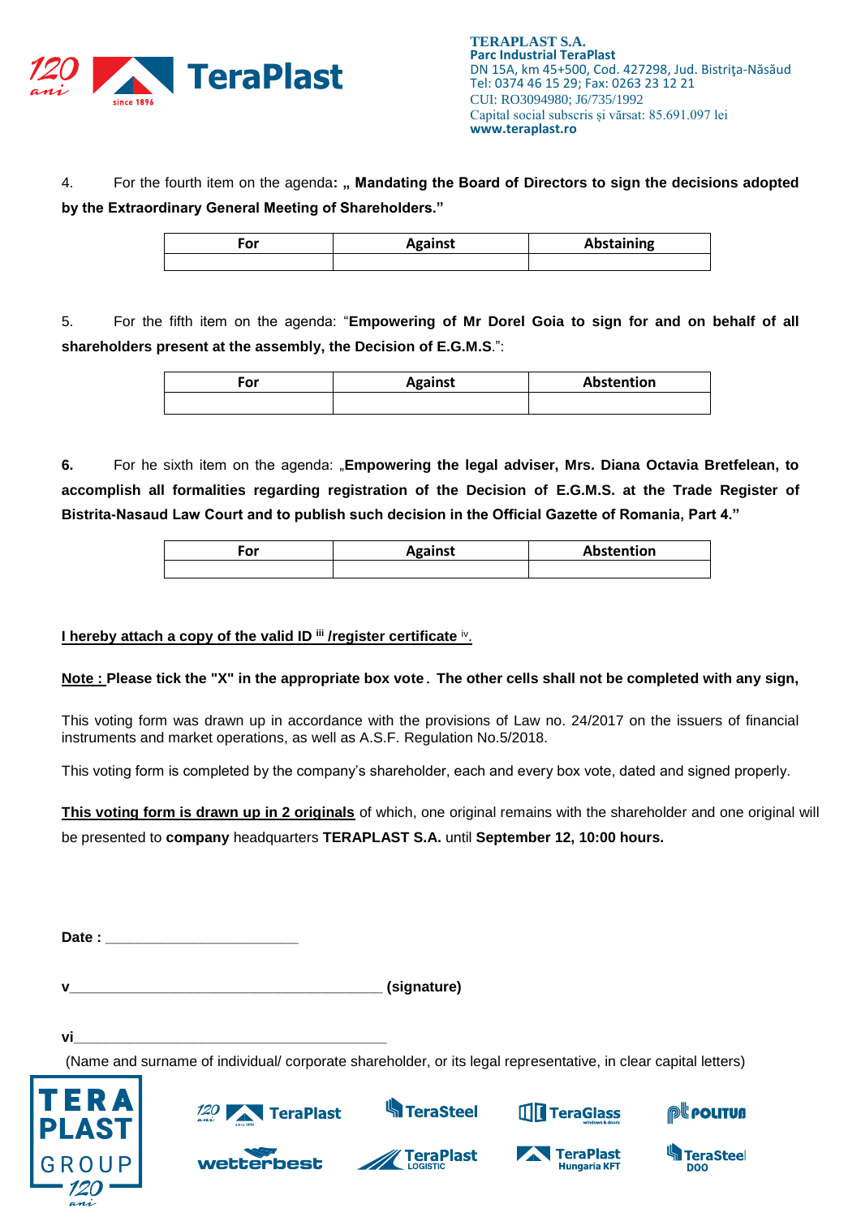4. For the fourth item on the agenda**: „ Mandating the Board of Directors to sign the decisions adopted by the Extraordinary General Meeting of Shareholders."**

| For | Against | Abstaining |
|---|---|---|
| | | |

5. For the fifth item on the agenda: "**Empowering of Mr Dorel Goia to sign for and on behalf of all shareholders present at the assembly, the Decision of E.G.M.S**.":

| For | Against | Abstention |
|---|---|---|
| | | |

**6.** For he sixth item on the agenda: „**Empowering the legal adviser, Mrs. Diana Octavia Bretfelean, to accomplish all formalities regarding registration of the Decision of E.G.M.S. at the Trade Register of Bistrita-Nasaud Law Court and to publish such decision in the Official Gazette of Romania, Part 4."**

| For | Against | Abstention |
|---|---|---|
| | | |

**I hereby attach a copy of the valid ID [iii] /register certificate [iv].**

**Note : Please tick the "X" in the appropriate box vote. The other cells shall not be completed with any sign,**

This voting form was drawn up in accordance with the provisions of Law no. 24/2017 on the issuers of financial instruments and market operations, as well as A.S.F. Regulation No.5/2018.

This voting form is completed by the company's shareholder, each and every box vote, dated and signed properly.

**This voting form is drawn up in 2 originals** of which, one original remains with the shareholder and one original will be presented to **company** headquarters **TERAPLAST S.A.** until **September 12, 10:00 hours.**

**Date :** ________________________

**v**________________________________________ **(signature)**

**vi**________________________________________

(Name and surname of individual/ corporate shareholder, or its legal representative, in clear capital letters)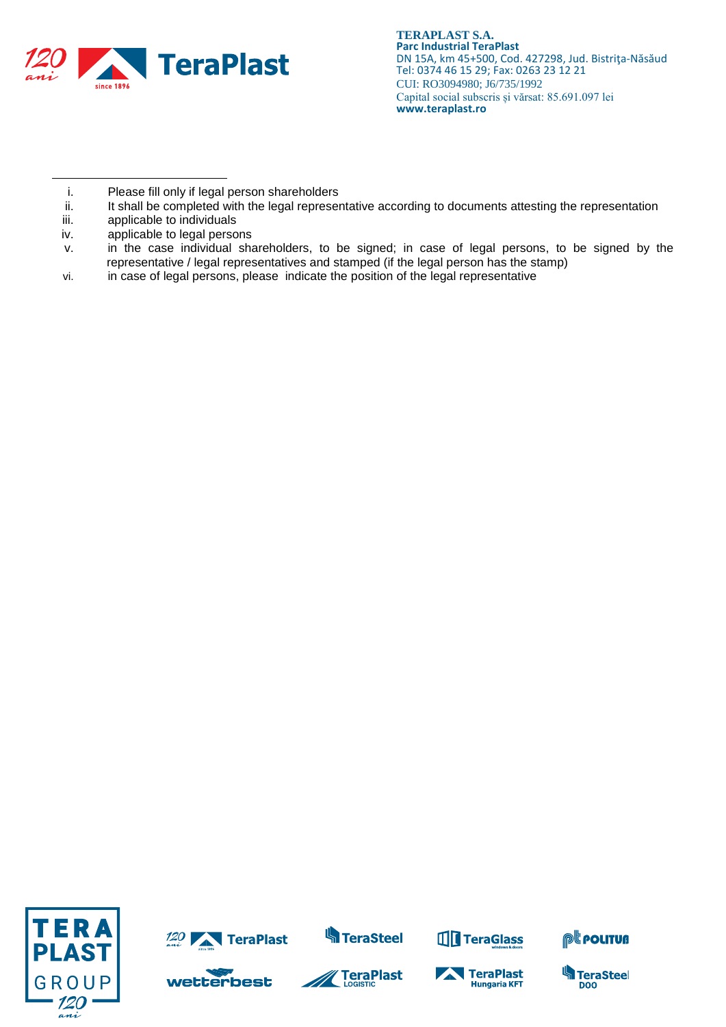---

i. Please fill only if legal person shareholders

ii. It shall be completed with the legal representative according to documents attesting the representation

iii. applicable to individuals

iv. applicable to legal persons

v. in the case individual shareholders, to be signed; in case of legal persons, to be signed by the representative / legal representatives and stamped (if the legal person has the stamp)

vi. in case of legal persons, please indicate the position of the legal representative